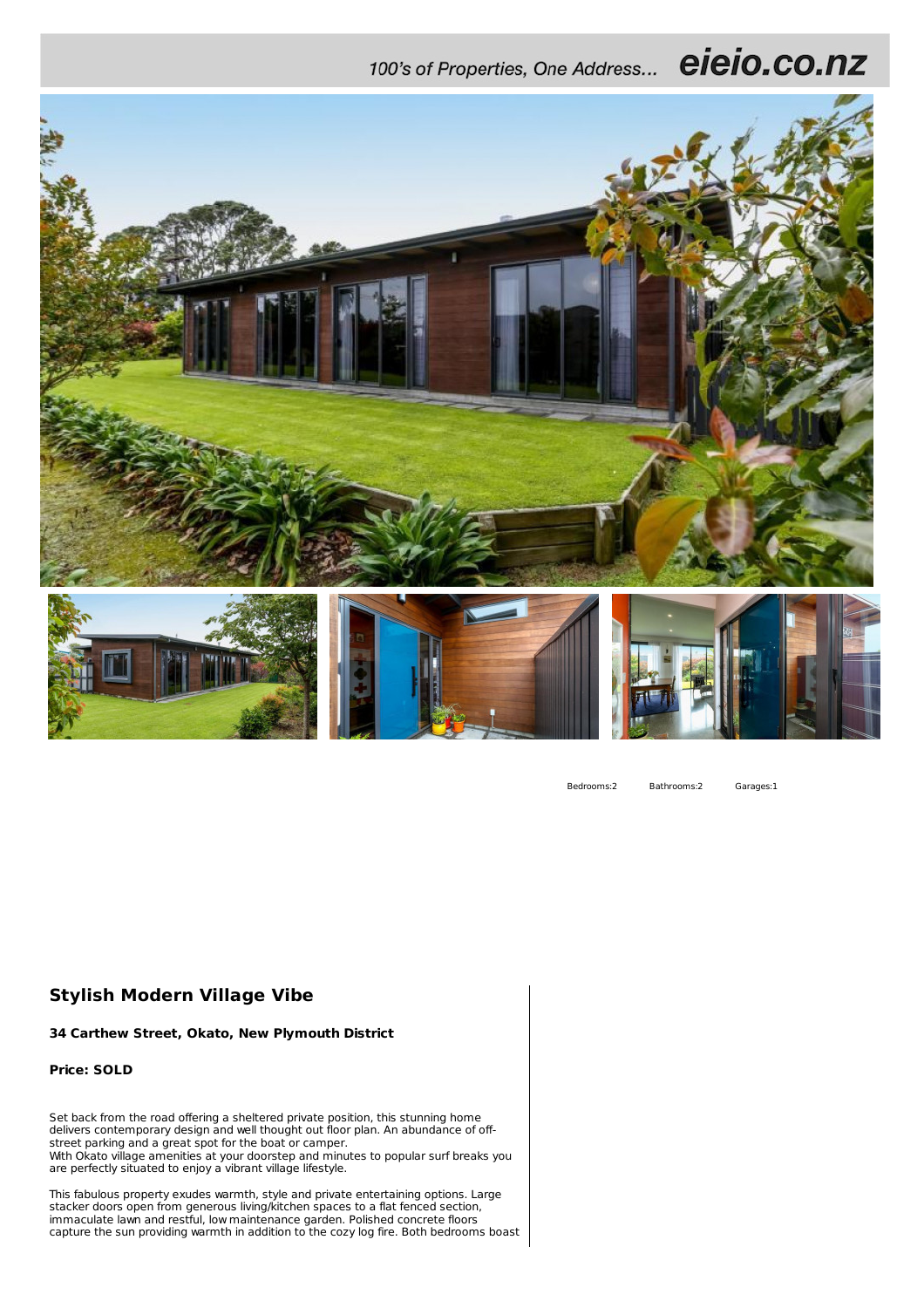100's of Properties, One Address... **eieio.co.nz**

Bedrooms:2 Bathrooms:2 Garages:1

## Stylish Modern Village Vibe

**34 Carthew Street, Okato, New Plymouth District**

**Price: SOLD**

Set back from the road offering a sheltered private position, this stunning home delivers contemporary design and well thought out floor plan. An abundance of off-street parking and a great spot for the boat or camper.
With Okato village amenities at your doorstep and minutes to popular surf breaks you are perfectly situated to enjoy a vibrant village lifestyle.

This fabulous property exudes warmth, style and private entertaining options. Large stacker doors open from generous living/kitchen spaces to a flat fenced section, immaculate lawn and restful, low maintenance garden. Polished concrete floors capture the sun providing warmth in addition to the cozy log fire. Both bedrooms boast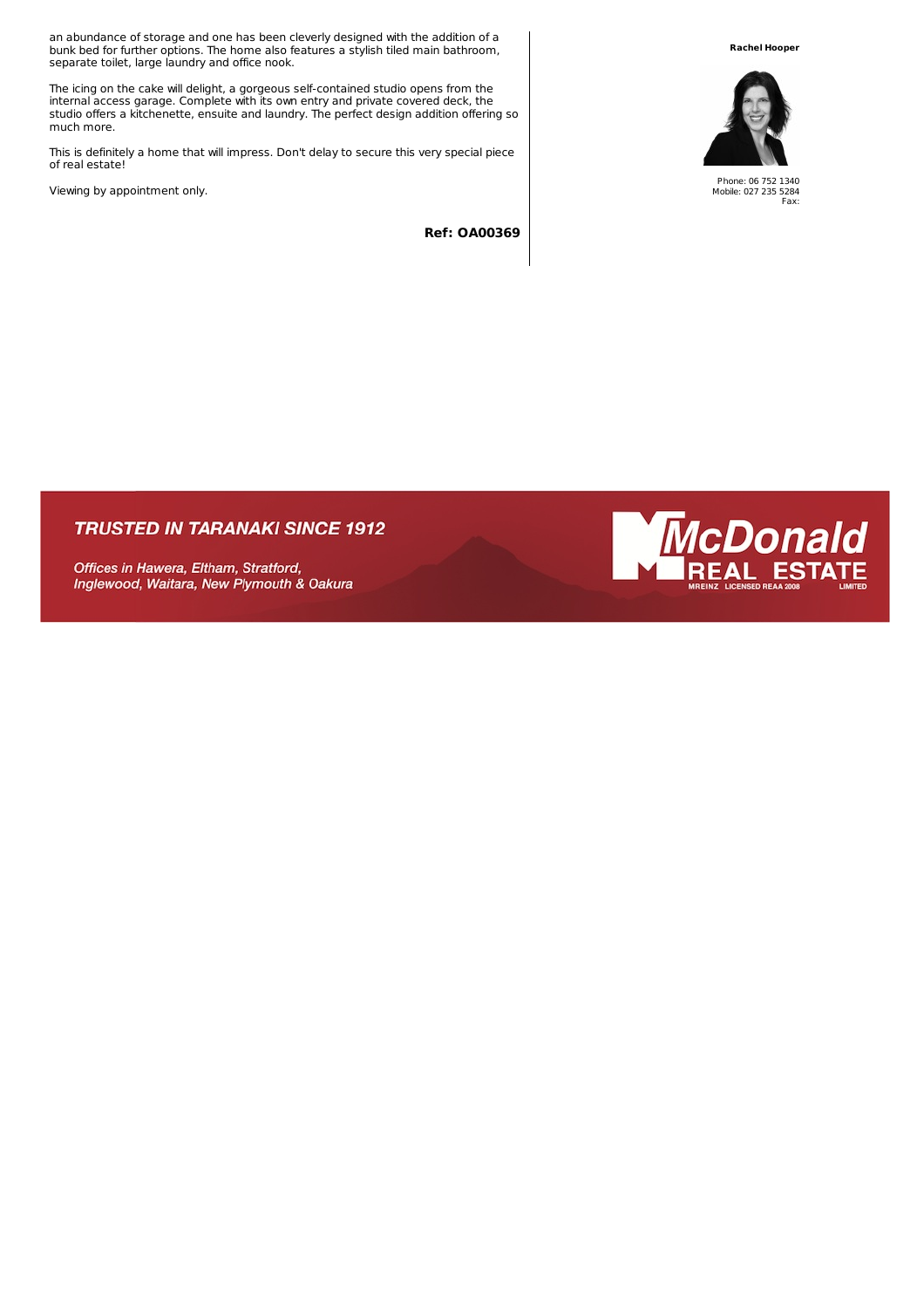an abundance of storage and one has been cleverly designed with the addition of a bunk bed for further options. The home also features a stylish tiled main bathroom, separate toilet, large laundry and office nook.

The icing on the cake will delight, a gorgeous self-contained studio opens from the internal access garage. Complete with its own entry and private covered deck, the studio offers a kitchenette, ensuite and laundry. The perfect design addition offering so much more.

This is definitely a home that will impress. Don't delay to secure this very special piece of real estate!

Viewing by appointment only.

**Ref: OA00369**

**Rachel Hooper**

Phone: 06 752 1340
Mobile: 027 235 5284
Fax:

***TRUSTED IN TARANAKI SINCE 1912***

*Offices in Hawera, Eltham, Stratford, Inglewood, Waitara, New Plymouth & Oakura*

McDonald REAL ESTATE LIMITED
MREINZ LICENSED REAA 2008